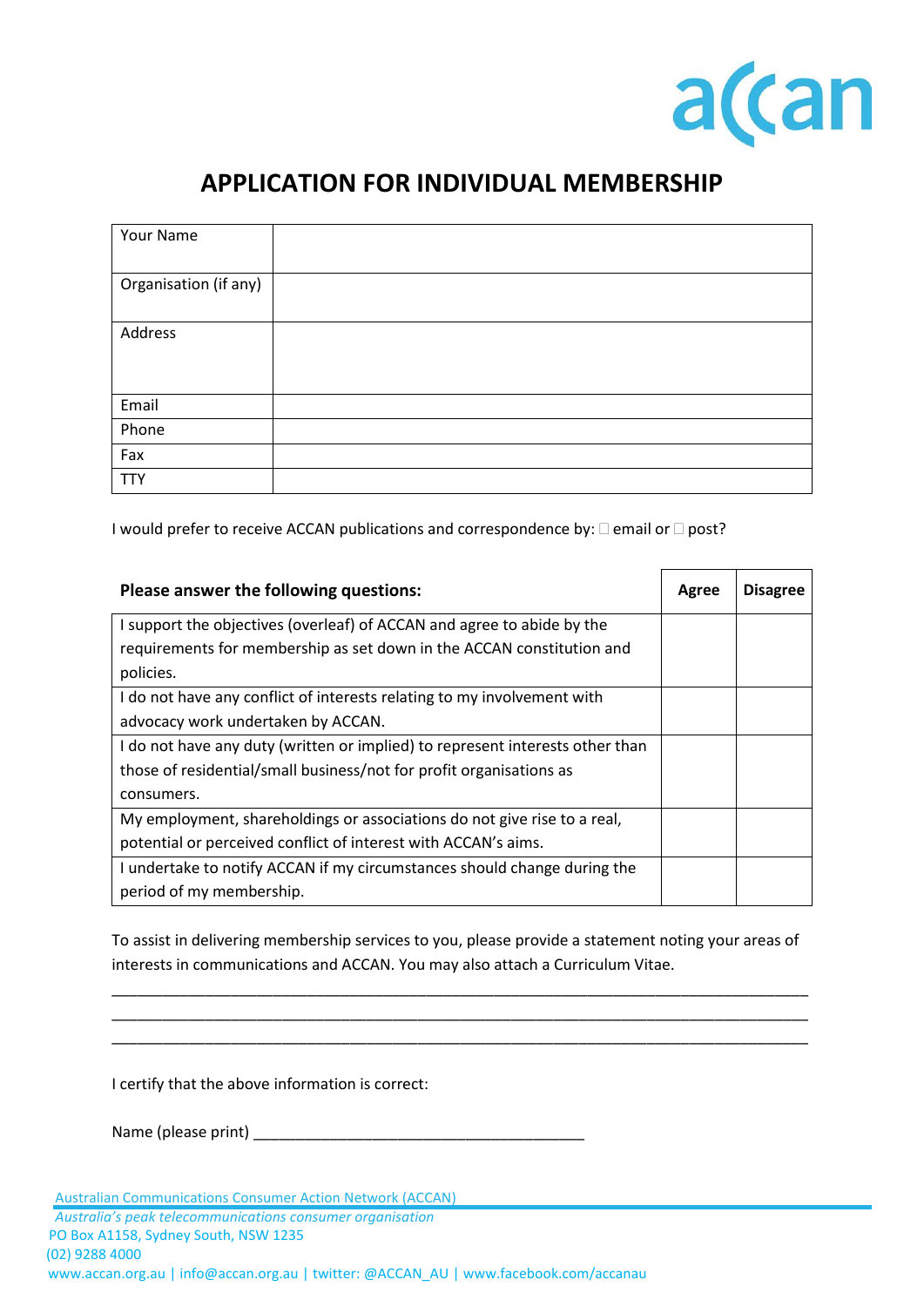# APPLICATION FOR INDIVIDUAL MEMBERSHIP

| Your Name | |
|---|---|
| Organisation (if any) | |
| Address | |
| Email | |
| Phone | |
| Fax | |
| TTY | |

I would prefer to receive ACCAN publications and correspondence by: ☐ email or ☐ post?

| **Please answer the following questions:** | **Agree** | **Disagree** |
|---|---|---|
| I support the objectives (overleaf) of ACCAN and agree to abide by the requirements for membership as set down in the ACCAN constitution and policies. | | |
| I do not have any conflict of interests relating to my involvement with advocacy work undertaken by ACCAN. | | |
| I do not have any duty (written or implied) to represent interests other than those of residential/small business/not for profit organisations as consumers. | | |
| My employment, shareholdings or associations do not give rise to a real, potential or perceived conflict of interest with ACCAN's aims. | | |
| I undertake to notify ACCAN if my circumstances should change during the period of my membership. | | |

To assist in delivering membership services to you, please provide a statement noting your areas of interests in communications and ACCAN. You may also attach a Curriculum Vitae.

_______________________________________________________________________________

_______________________________________________________________________________

_______________________________________________________________________________

I certify that the above information is correct:

Name (please print) ________________________________________

Australian Communications Consumer Action Network (ACCAN)

*Australia's peak telecommunications consumer organisation*

PO Box A1158, Sydney South, NSW 1235

(02) 9288 4000

www.accan.org.au | info@accan.org.au | twitter: @ACCAN_AU | www.facebook.com/accanau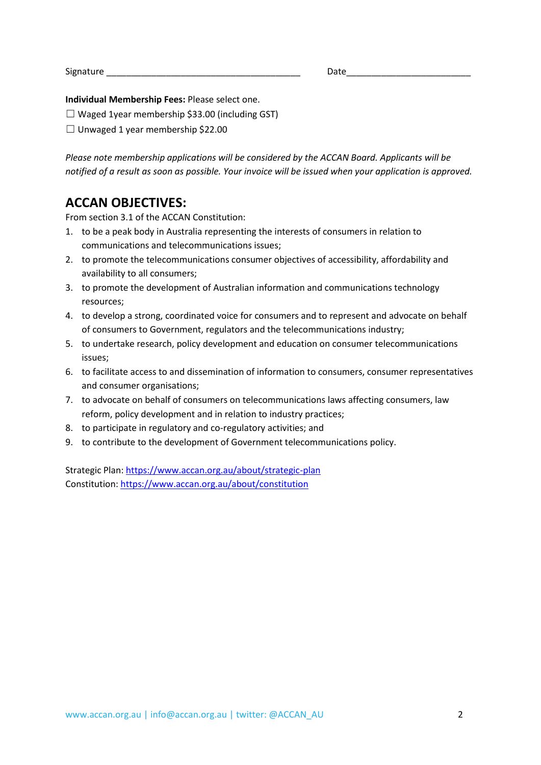Signature ________________________________________ Date_________________________

**Individual Membership Fees:** Please select one.

☐ Waged 1year membership $33.00 (including GST)

☐ Unwaged 1 year membership $22.00

*Please note membership applications will be considered by the ACCAN Board. Applicants will be notified of a result as soon as possible. Your invoice will be issued when your application is approved.*

## ACCAN OBJECTIVES:

From section 3.1 of the ACCAN Constitution:

1. to be a peak body in Australia representing the interests of consumers in relation to communications and telecommunications issues;
2. to promote the telecommunications consumer objectives of accessibility, affordability and availability to all consumers;
3. to promote the development of Australian information and communications technology resources;
4. to develop a strong, coordinated voice for consumers and to represent and advocate on behalf of consumers to Government, regulators and the telecommunications industry;
5. to undertake research, policy development and education on consumer telecommunications issues;
6. to facilitate access to and dissemination of information to consumers, consumer representatives and consumer organisations;
7. to advocate on behalf of consumers on telecommunications laws affecting consumers, law reform, policy development and in relation to industry practices;
8. to participate in regulatory and co-regulatory activities; and
9. to contribute to the development of Government telecommunications policy.

Strategic Plan: https://www.accan.org.au/about/strategic-plan
Constitution: https://www.accan.org.au/about/constitution

www.accan.org.au | info@accan.org.au | twitter: @ACCAN_AU